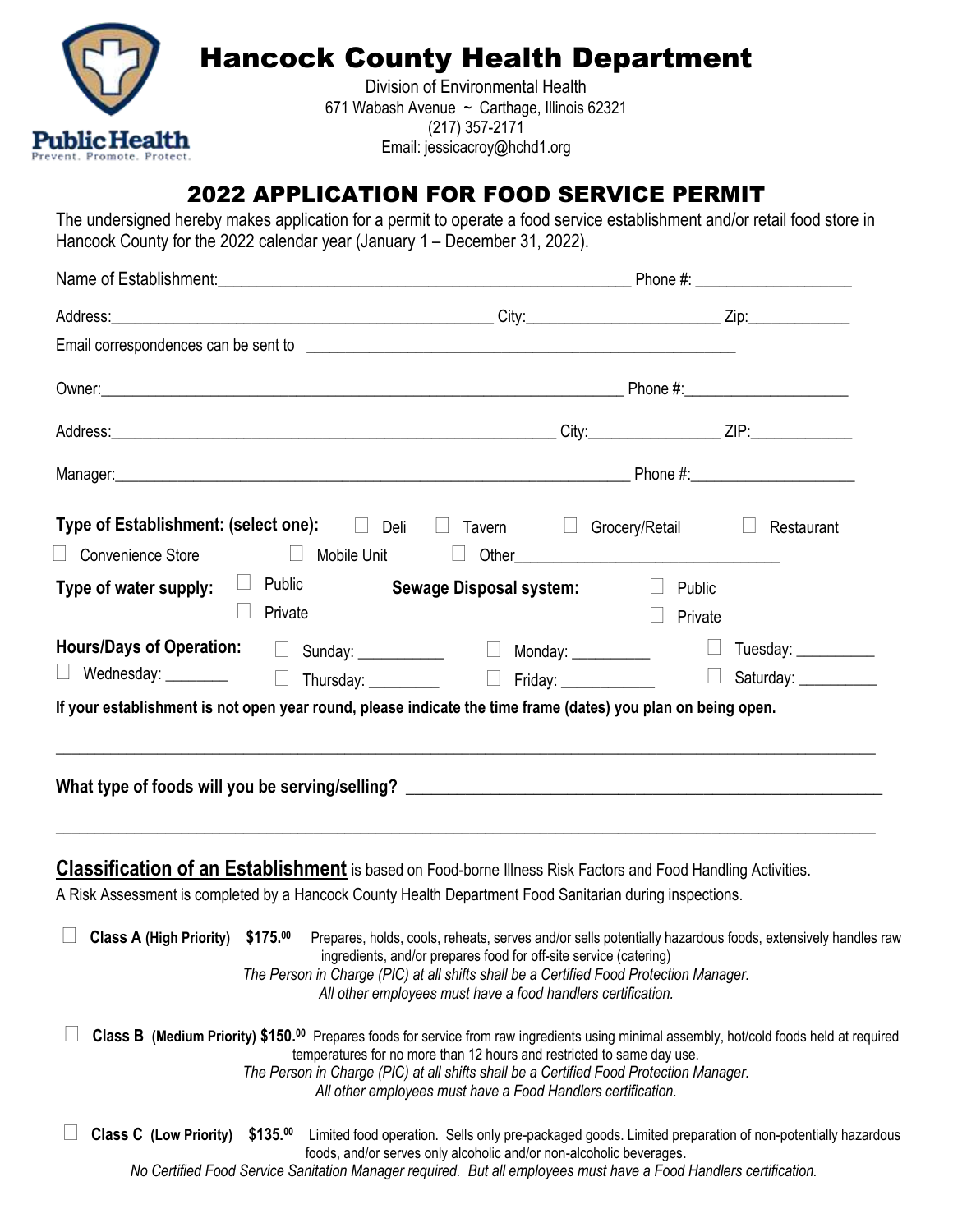# Hancock County Health Department

Division of Environmental Health
671 Wabash Avenue ~ Carthage, Illinois 62321
(217) 357-2171
Email: jessicacroy@hchd1.org

Public Health
Prevent. Promote. Protect.

## 2022 APPLICATION FOR FOOD SERVICE PERMIT

The undersigned hereby makes application for a permit to operate a food service establishment and/or retail food store in Hancock County for the 2022 calendar year (January 1 – December 31, 2022).

Name of Establishment:__________________________________________________ Phone #: ___________________

Address:_______________________________________________ City:_______________________ Zip:____________

Email correspondences can be sent to ______________________________________________________

Owner:________________________________________________________________ Phone #:____________________

Address:_______________________________________________________ City:________________ ZIP:____________

Manager:______________________________________________________________ Phone #:____________________

**Type of Establishment: (select one):** ☐ Deli ☐ Tavern ☐ Grocery/Retail ☐ Restaurant

☐ Convenience Store ☐ Mobile Unit ☐ Other________________________________

**Type of water supply:** ☐ Public ☐ Private **Sewage Disposal system:** ☐ Public ☐ Private

**Hours/Days of Operation:** ☐ Sunday: __________ ☐ Monday: _________ ☐ Tuesday: _________

☐ Wednesday: _______ ☐ Thursday: ________ ☐ Friday: ___________ ☐ Saturday: _________

**If your establishment is not open year round, please indicate the time frame (dates) you plan on being open.**

___________________________________________________________________________________________

**What type of foods will you be serving/selling?** ___________________________________________________

___________________________________________________________________________________________

**Classification of an Establishment** is based on Food-borne Illness Risk Factors and Food Handling Activities.
A Risk Assessment is completed by a Hancock County Health Department Food Sanitarian during inspections.

☐ **Class A (High Priority) $175.00** Prepares, holds, cools, reheats, serves and/or sells potentially hazardous foods, extensively handles raw ingredients, and/or prepares food for off-site service (catering)
*The Person in Charge (PIC) at all shifts shall be a Certified Food Protection Manager.*
*All other employees must have a food handlers certification.*

☐ **Class B (Medium Priority) $150.00** Prepares foods for service from raw ingredients using minimal assembly, hot/cold foods held at required temperatures for no more than 12 hours and restricted to same day use.
*The Person in Charge (PIC) at all shifts shall be a Certified Food Protection Manager.*
*All other employees must have a Food Handlers certification.*

☐ **Class C (Low Priority) $135.00** Limited food operation. Sells only pre-packaged goods. Limited preparation of non-potentially hazardous foods, and/or serves only alcoholic and/or non-alcoholic beverages.
*No Certified Food Service Sanitation Manager required. But all employees must have a Food Handlers certification.*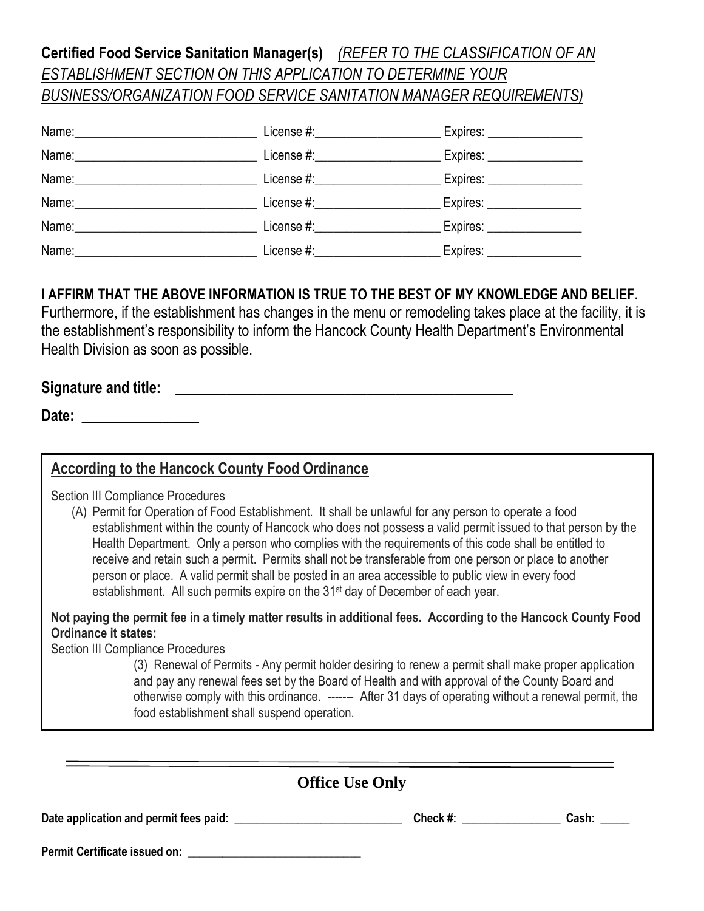**Certified Food Service Sanitation Manager(s)** *(REFER TO THE CLASSIFICATION OF AN ESTABLISHMENT SECTION ON THIS APPLICATION TO DETERMINE YOUR BUSINESS/ORGANIZATION FOOD SERVICE SANITATION MANAGER REQUIREMENTS)*

Name:______________________________ License #:____________________ Expires: _______________

Name:______________________________ License #:____________________ Expires: _______________

Name:______________________________ License #:____________________ Expires: _______________

Name:______________________________ License #:____________________ Expires: _______________

Name:______________________________ License #:____________________ Expires: _______________

Name:______________________________ License #:____________________ Expires: _______________

**I AFFIRM THAT THE ABOVE INFORMATION IS TRUE TO THE BEST OF MY KNOWLEDGE AND BELIEF.** Furthermore, if the establishment has changes in the menu or remodeling takes place at the facility, it is the establishment's responsibility to inform the Hancock County Health Department's Environmental Health Division as soon as possible.

**Signature and title:** ________________________________________________

**Date:** ________________

**According to the Hancock County Food Ordinance**

Section III Compliance Procedures

(A) Permit for Operation of Food Establishment. It shall be unlawful for any person to operate a food establishment within the county of Hancock who does not possess a valid permit issued to that person by the Health Department. Only a person who complies with the requirements of this code shall be entitled to receive and retain such a permit. Permits shall not be transferable from one person or place to another person or place. A valid permit shall be posted in an area accessible to public view in every food establishment. All such permits expire on the 31st day of December of each year.

**Not paying the permit fee in a timely matter results in additional fees. According to the Hancock County Food Ordinance it states:**

Section III Compliance Procedures

(3) Renewal of Permits - Any permit holder desiring to renew a permit shall make proper application and pay any renewal fees set by the Board of Health and with approval of the County Board and otherwise comply with this ordinance. ------- After 31 days of operating without a renewal permit, the food establishment shall suspend operation.

## Office Use Only

**Date application and permit fees paid:** ____________________________ **Check #:** _________________ **Cash:** _____

**Permit Certificate issued on:** ______________________________